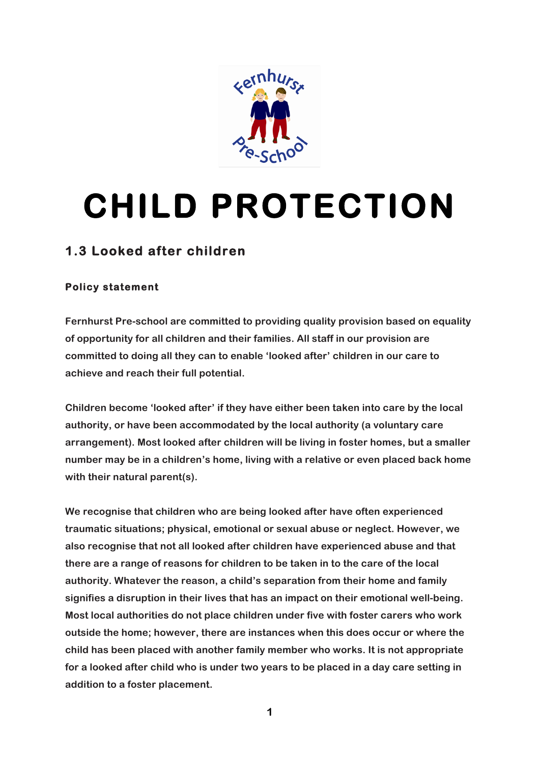# CHILD PROTECTION

## 1.3 Looked after children

### Policy statement

Fernhurst Pre-school are committed to providing quality provision based on equality of opportunity for all children and their families. All staff in our provision are committed to doing all they can to enable 'looked after' children in our care to achieve and reach their full potential.

Children become 'looked after' if they have either been taken into care by the local authority, or have been accommodated by the local authority (a voluntary care arrangement). Most looked after children will be living in foster homes, but a smaller number may be in a children's home, living with a relative or even placed back home with their natural parent(s).

We recognise that children who are being looked after have often experienced traumatic situations; physical, emotional or sexual abuse or neglect. However, we also recognise that not all looked after children have experienced abuse and that there are a range of reasons for children to be taken in to the care of the local authority. Whatever the reason, a child's separation from their home and family signifies a disruption in their lives that has an impact on their emotional well-being. Most local authorities do not place children under five with foster carers who work outside the home; however, there are instances when this does occur or where the child has been placed with another family member who works. It is not appropriate for a looked after child who is under two years to be placed in a day care setting in addition to a foster placement.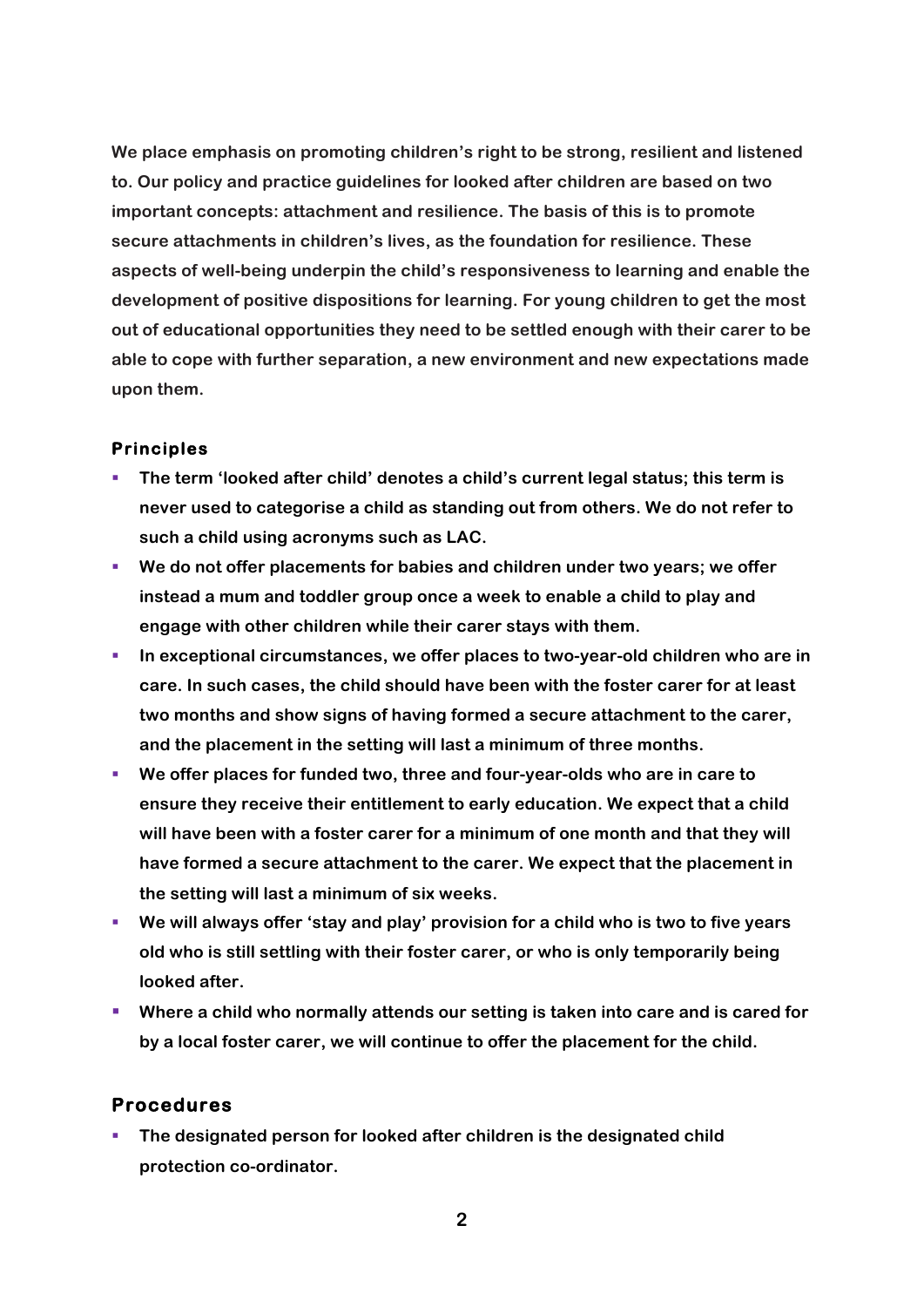We place emphasis on promoting children's right to be strong, resilient and listened to. Our policy and practice guidelines for looked after children are based on two important concepts: attachment and resilience. The basis of this is to promote secure attachments in children's lives, as the foundation for resilience. These aspects of well-being underpin the child's responsiveness to learning and enable the development of positive dispositions for learning. For young children to get the most out of educational opportunities they need to be settled enough with their carer to be able to cope with further separation, a new environment and new expectations made upon them.

### Principles

- The term 'looked after child' denotes a child's current legal status; this term is never used to categorise a child as standing out from others. We do not refer to such a child using acronyms such as LAC.
- We do not offer placements for babies and children under two years; we offer instead a mum and toddler group once a week to enable a child to play and engage with other children while their carer stays with them.
- In exceptional circumstances, we offer places to two-year-old children who are in care. In such cases, the child should have been with the foster carer for at least two months and show signs of having formed a secure attachment to the carer, and the placement in the setting will last a minimum of three months.
- We offer places for funded two, three and four-year-olds who are in care to ensure they receive their entitlement to early education. We expect that a child will have been with a foster carer for a minimum of one month and that they will have formed a secure attachment to the carer. We expect that the placement in the setting will last a minimum of six weeks.
- We will always offer 'stay and play' provision for a child who is two to five years old who is still settling with their foster carer, or who is only temporarily being looked after.
- Where a child who normally attends our setting is taken into care and is cared for by a local foster carer, we will continue to offer the placement for the child.

## Procedures

- The designated person for looked after children is the designated child protection co-ordinator.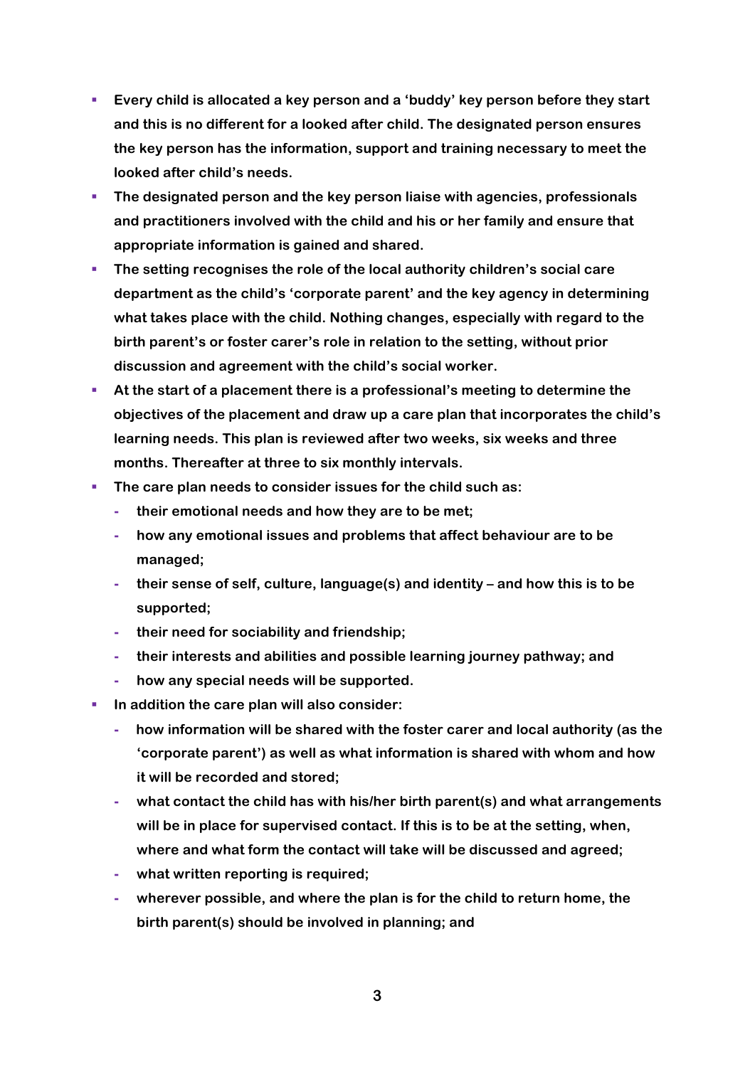- Every child is allocated a key person and a 'buddy' key person before they start and this is no different for a looked after child. The designated person ensures the key person has the information, support and training necessary to meet the looked after child's needs.
- The designated person and the key person liaise with agencies, professionals and practitioners involved with the child and his or her family and ensure that appropriate information is gained and shared.
- The setting recognises the role of the local authority children's social care department as the child's 'corporate parent' and the key agency in determining what takes place with the child. Nothing changes, especially with regard to the birth parent's or foster carer's role in relation to the setting, without prior discussion and agreement with the child's social worker.
- At the start of a placement there is a professional's meeting to determine the objectives of the placement and draw up a care plan that incorporates the child's learning needs. This plan is reviewed after two weeks, six weeks and three months. Thereafter at three to six monthly intervals.
- The care plan needs to consider issues for the child such as:
  - their emotional needs and how they are to be met;
  - how any emotional issues and problems that affect behaviour are to be managed;
  - their sense of self, culture, language(s) and identity – and how this is to be supported;
  - their need for sociability and friendship;
  - their interests and abilities and possible learning journey pathway; and
  - how any special needs will be supported.
- In addition the care plan will also consider:
  - how information will be shared with the foster carer and local authority (as the 'corporate parent') as well as what information is shared with whom and how it will be recorded and stored;
  - what contact the child has with his/her birth parent(s) and what arrangements will be in place for supervised contact. If this is to be at the setting, when, where and what form the contact will take will be discussed and agreed;
  - what written reporting is required;
  - wherever possible, and where the plan is for the child to return home, the birth parent(s) should be involved in planning; and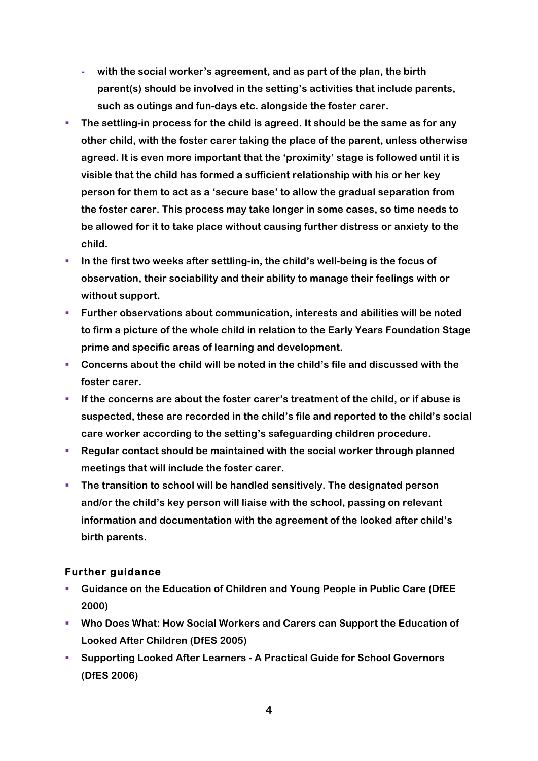- with the social worker's agreement, and as part of the plan, the birth parent(s) should be involved in the setting's activities that include parents, such as outings and fun-days etc. alongside the foster carer.
- The settling-in process for the child is agreed. It should be the same as for any other child, with the foster carer taking the place of the parent, unless otherwise agreed. It is even more important that the 'proximity' stage is followed until it is visible that the child has formed a sufficient relationship with his or her key person for them to act as a 'secure base' to allow the gradual separation from the foster carer. This process may take longer in some cases, so time needs to be allowed for it to take place without causing further distress or anxiety to the child.
- In the first two weeks after settling-in, the child's well-being is the focus of observation, their sociability and their ability to manage their feelings with or without support.
- Further observations about communication, interests and abilities will be noted to firm a picture of the whole child in relation to the Early Years Foundation Stage prime and specific areas of learning and development.
- Concerns about the child will be noted in the child's file and discussed with the foster carer.
- If the concerns are about the foster carer's treatment of the child, or if abuse is suspected, these are recorded in the child's file and reported to the child's social care worker according to the setting's safeguarding children procedure.
- Regular contact should be maintained with the social worker through planned meetings that will include the foster carer.
- The transition to school will be handled sensitively. The designated person and/or the child's key person will liaise with the school, passing on relevant information and documentation with the agreement of the looked after child's birth parents.

### Further guidance

- Guidance on the Education of Children and Young People in Public Care (DfEE 2000)
- Who Does What: How Social Workers and Carers can Support the Education of Looked After Children (DfES 2005)
- Supporting Looked After Learners - A Practical Guide for School Governors (DfES 2006)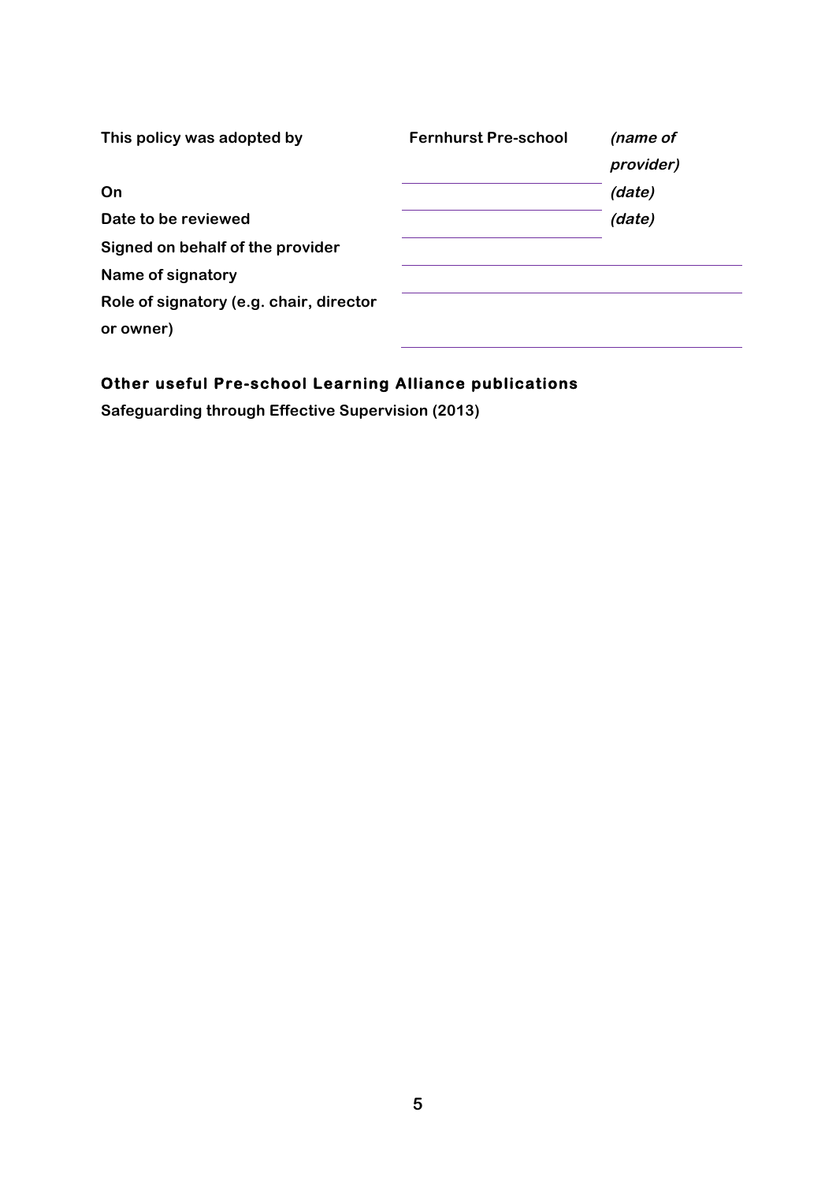| | | |
|---|---|---|
| **This policy was adopted by** | **Fernhurst Pre-school** | ***(name of provider)*** |
| **On** | | ***(date)*** |
| **Date to be reviewed** | | ***(date)*** |
| **Signed on behalf of the provider** | | |
| **Name of signatory** | | |
| **Role of signatory (e.g. chair, director or owner)** | | |

## Other useful Pre-school Learning Alliance publications

**Safeguarding through Effective Supervision (2013)**